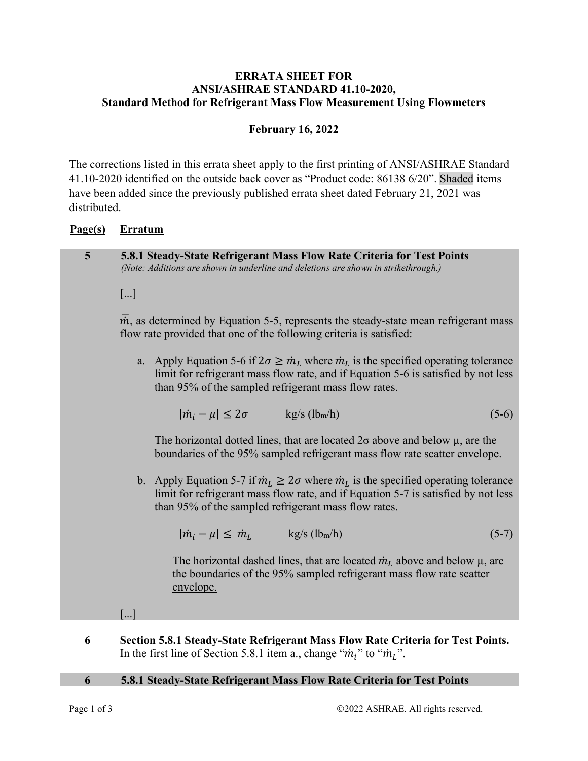**ERRATA SHEET FOR**
**ANSI/ASHRAE STANDARD 41.10-2020,**
**Standard Method for Refrigerant Mass Flow Measurement Using Flowmeters**

**February 16, 2022**

The corrections listed in this errata sheet apply to the first printing of ANSI/ASHRAE Standard 41.10-2020 identified on the outside back cover as "Product code: 86138 6/20". Shaded items have been added since the previously published errata sheet dated February 21, 2021 was distributed.

| Page(s) | Erratum |
|---|---|
| 5 | **5.8.1 Steady-State Refrigerant Mass Flow Rate Criteria for Test Points** *(Note: Additions are shown in underline and deletions are shown in ~~strikethrough~~.)*<br><br>[...]<br><br>$\bar{\dot{m}}$, as determined by Equation 5-5, represents the steady-state mean refrigerant mass flow rate provided that one of the following criteria is satisfied:<br><br>a. Apply Equation 5-6 if $2\sigma \geq \dot{m}_L$ where $\dot{m}_L$ is the specified operating tolerance limit for refrigerant mass flow rate, and if Equation 5-6 is satisfied by not less than 95% of the sampled refrigerant mass flow rates.<br><br>$$\lvert \dot{m}_i - \mu \rvert \leq 2\sigma \quad \text{kg/s (lb}_m\text{/h)} \tag{5-6}$$<br><br>The horizontal dotted lines, that are located 2σ above and below μ, are the boundaries of the 95% sampled refrigerant mass flow rate scatter envelope.<br><br>b. Apply Equation 5-7 if $\dot{m}_L \geq 2\sigma$ where $\dot{m}_L$ is the specified operating tolerance limit for refrigerant mass flow rate, and if Equation 5-7 is satisfied by not less than 95% of the sampled refrigerant mass flow rates.<br><br>$$\lvert \dot{m}_i - \mu \rvert \leq \dot{m}_L \quad \text{kg/s (lb}_m\text{/h)} \tag{5-7}$$<br><br><u>The horizontal dashed lines, that are located $\dot{m}_L$ above and below μ, are the boundaries of the 95% sampled refrigerant mass flow rate scatter envelope.</u><br><br>[...] |
| 6 | **Section 5.8.1 Steady-State Refrigerant Mass Flow Rate Criteria for Test Points.** In the first line of Section 5.8.1 item a., change "$\dot{m}_i$" to "$\dot{m}_L$". |
| 6 | **5.8.1 Steady-State Refrigerant Mass Flow Rate Criteria for Test Points** |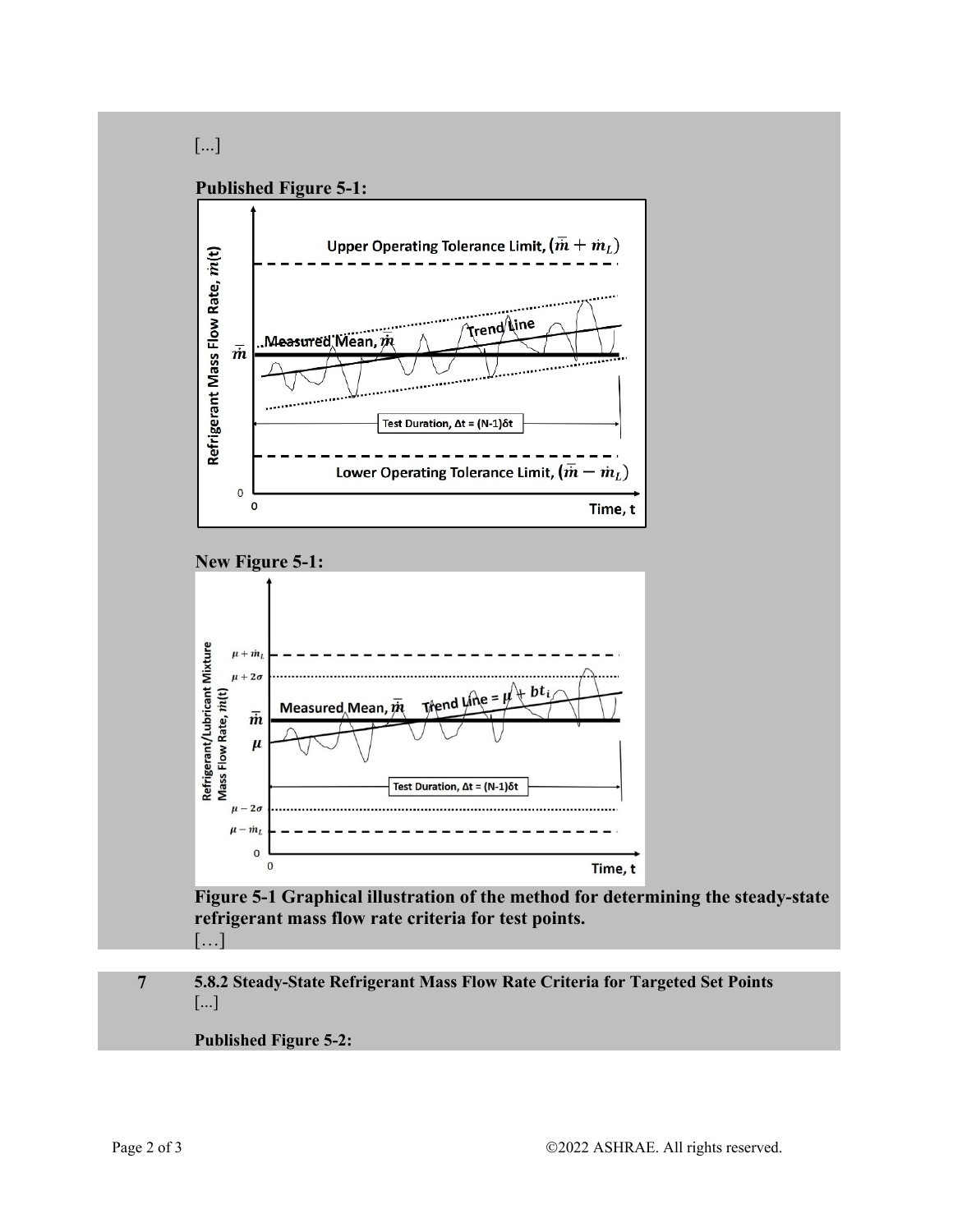[...]

**Published Figure 5-1:**

**New Figure 5-1:**

**Figure 5-1 Graphical illustration of the method for determining the steady-state refrigerant mass flow rate criteria for test points.**

[…]

**7** **5.8.2 Steady-State Refrigerant Mass Flow Rate Criteria for Targeted Set Points**

[...]

**Published Figure 5-2:**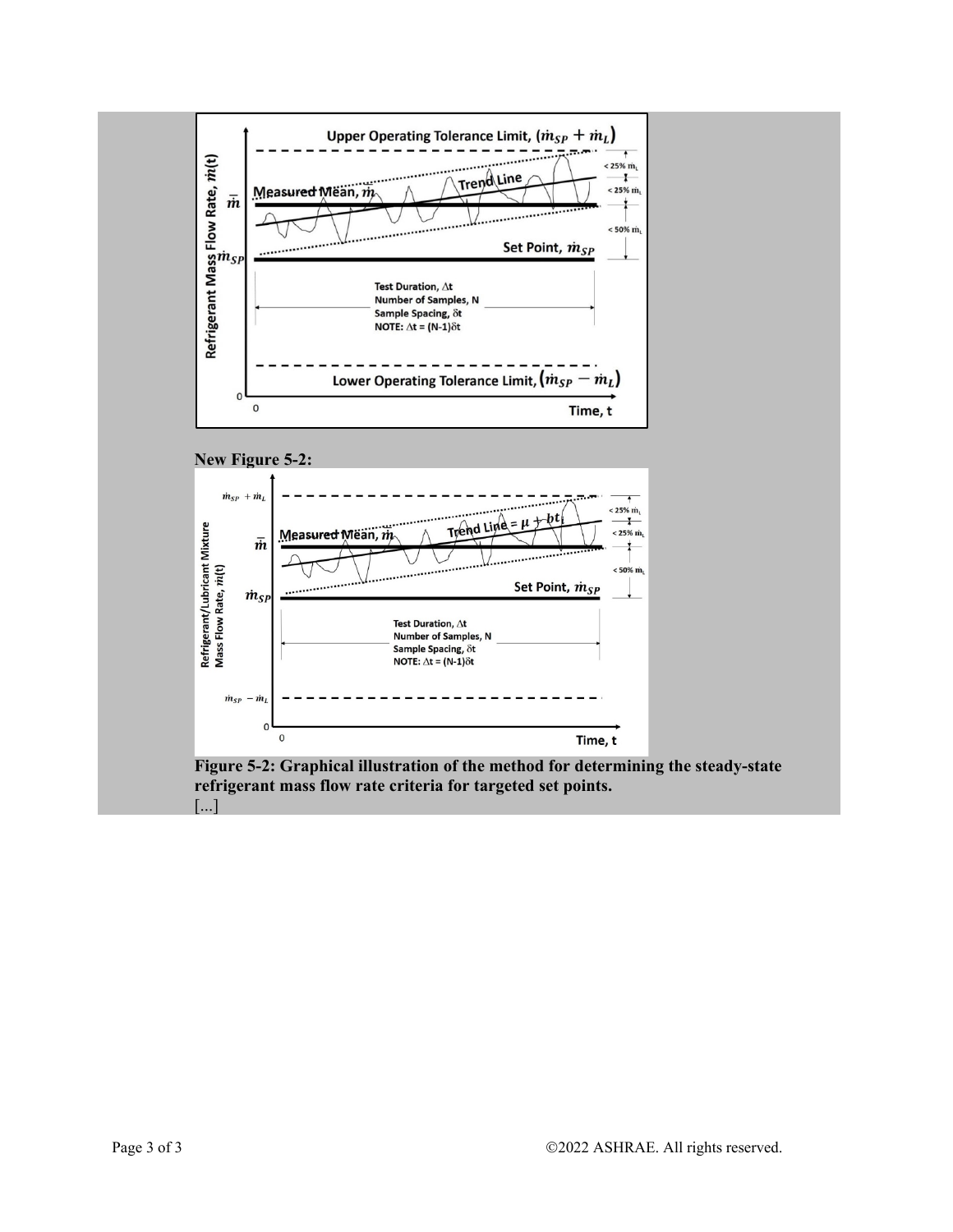Upper Operating Tolerance Limit, $(\dot{m}_{SP} + \dot{m}_L)$

< 25% $\dot{m}_L$

< 25% $\dot{m}_L$

< 50% $\dot{m}_L$

Trend Line

Measured Mean, $\bar{\dot{m}}$

$\bar{\dot{m}}$

Refrigerant Mass Flow Rate, $\dot{m}(t)$

$\dot{m}_{SP}$

Set Point, $\dot{m}_{SP}$

Test Duration, $\Delta t$
Number of Samples, N
Sample Spacing, $\delta t$
NOTE: $\Delta t = (N-1)\delta t$

Lower Operating Tolerance Limit, $(\dot{m}_{SP} - \dot{m}_L)$

0

0

Time, t

**New Figure 5-2:**

$\dot{m}_{SP} + \dot{m}_L$

< 25% $\dot{m}_L$

< 25% $\dot{m}_L$

< 50% $\dot{m}_L$

Trend Line = $\mu + bt_i$

Measured Mean, $\bar{\dot{m}}$

$\bar{\dot{m}}$

Refrigerant/Lubricant Mixture Mass Flow Rate, $\dot{m}(t)$

$\dot{m}_{SP}$

Set Point, $\dot{m}_{SP}$

Test Duration, $\Delta t$
Number of Samples, N
Sample Spacing, $\delta t$
NOTE: $\Delta t = (N-1)\delta t$

$\dot{m}_{SP} - \dot{m}_L$

0

0

Time, t

**Figure 5-2: Graphical illustration of the method for determining the steady-state refrigerant mass flow rate criteria for targeted set points.**

[...]